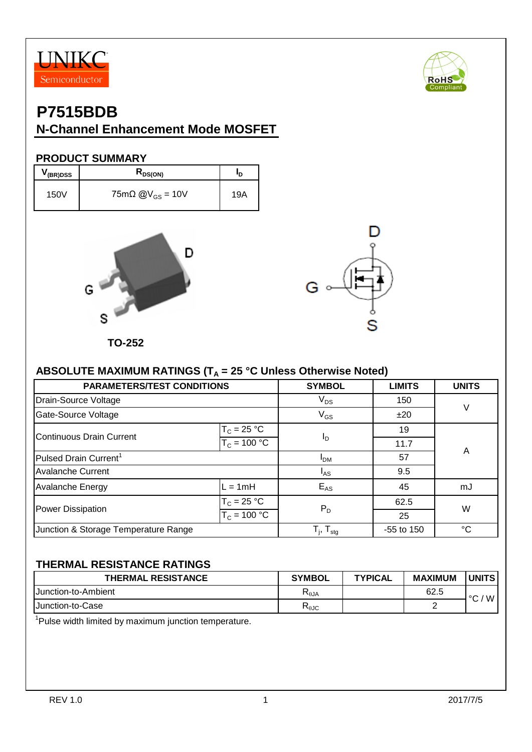UNIKC Semiconductor

# P7515BDB

## N-Channel Enhancement Mode MOSFET

### PRODUCT SUMMARY

| $V_{(BR)DSS}$ | $R_{DS(ON)}$ | $I_D$ |
|---|---|---|
| 150V | 75mΩ @$V_{GS}$ = 10V | 19A |

TO-252

### ABSOLUTE MAXIMUM RATINGS ($T_A$ = 25 °C Unless Otherwise Noted)

| PARAMETERS/TEST CONDITIONS | | SYMBOL | LIMITS | UNITS |
|---|---|---|---|---|
| Drain-Source Voltage | | $V_{DS}$ | 150 | V |
| Gate-Source Voltage | | $V_{GS}$ | ±20 | V |
| Continuous Drain Current | $T_C$ = 25 °C | $I_D$ | 19 | A |
| | $T_C$ = 100 °C | | 11.7 | A |
| Pulsed Drain Current[1] | | $I_{DM}$ | 57 | A |
| Avalanche Current | | $I_{AS}$ | 9.5 | A |
| Avalanche Energy | L = 1mH | $E_{AS}$ | 45 | mJ |
| Power Dissipation | $T_C$ = 25 °C | $P_D$ | 62.5 | W |
| | $T_C$ = 100 °C | | 25 | W |
| Junction & Storage Temperature Range | | $T_j$, $T_{stg}$ | -55 to 150 | °C |

### THERMAL RESISTANCE RATINGS

| THERMAL RESISTANCE | SYMBOL | TYPICAL | MAXIMUM | UNITS |
|---|---|---|---|---|
| Junction-to-Ambient | $R_{\theta JA}$ | | 62.5 | °C / W |
| Junction-to-Case | $R_{\theta JC}$ | | 2 | °C / W |

[1]Pulse width limited by maximum junction temperature.

REV 1.0 2017/7/5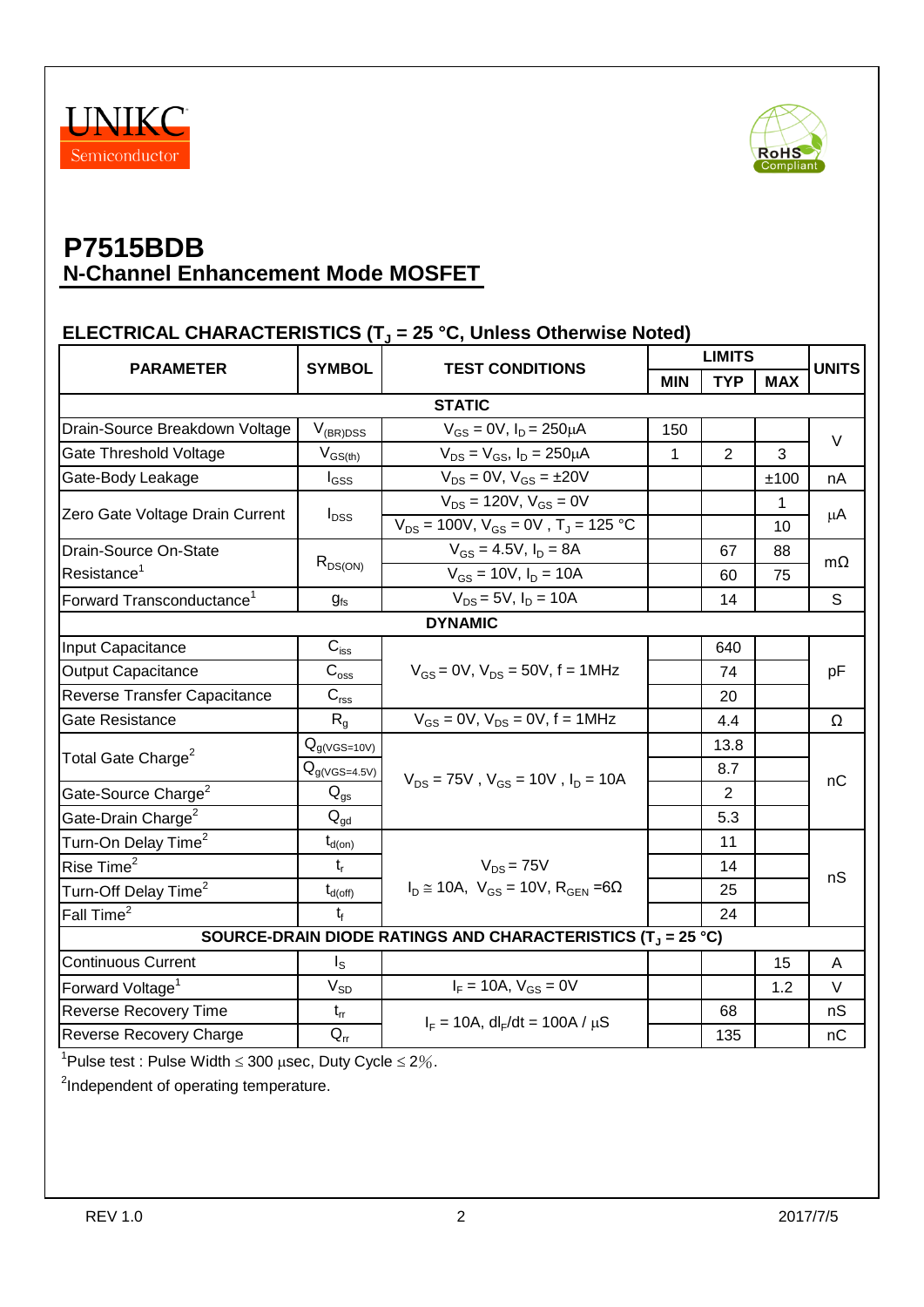UNIKC Semiconductor

# P7515BDB

## N-Channel Enhancement Mode MOSFET

### ELECTRICAL CHARACTERISTICS ($T_J$ = 25 °C, Unless Otherwise Noted)

| PARAMETER | SYMBOL | TEST CONDITIONS | LIMITS | | | UNITS |
|---|---|---|---|---|---|---|
| | | | MIN | TYP | MAX | |
| **STATIC** | | | | | | |
| Drain-Source Breakdown Voltage | $V_{(BR)DSS}$ | $V_{GS}$ = 0V, $I_D$ = 250μA | 150 | | | V |
| Gate Threshold Voltage | $V_{GS(th)}$ | $V_{DS}$ = $V_{GS}$, $I_D$ = 250μA | 1 | 2 | 3 | V |
| Gate-Body Leakage | $I_{GSS}$ | $V_{DS}$ = 0V, $V_{GS}$ = ±20V | | | ±100 | nA |
| Zero Gate Voltage Drain Current | $I_{DSS}$ | $V_{DS}$ = 120V, $V_{GS}$ = 0V | | | 1 | μA |
| | | $V_{DS}$ = 100V, $V_{GS}$ = 0V , $T_J$ = 125 °C | | | 10 | |
| Drain-Source On-State Resistance[1] | $R_{DS(ON)}$ | $V_{GS}$ = 4.5V, $I_D$ = 8A | | 67 | 88 | mΩ |
| | | $V_{GS}$ = 10V, $I_D$ = 10A | | 60 | 75 | |
| Forward Transconductance[1] | $g_{fs}$ | $V_{DS}$ = 5V, $I_D$ = 10A | | 14 | | S |
| **DYNAMIC** | | | | | | |
| Input Capacitance | $C_{iss}$ | $V_{GS}$ = 0V, $V_{DS}$ = 50V, f = 1MHz | | 640 | | pF |
| Output Capacitance | $C_{oss}$ | | | 74 | | |
| Reverse Transfer Capacitance | $C_{rss}$ | | | 20 | | |
| Gate Resistance | $R_g$ | $V_{GS}$ = 0V, $V_{DS}$ = 0V, f = 1MHz | | 4.4 | | Ω |
| Total Gate Charge[2] | $Q_{g(VGS=10V)}$ | $V_{DS}$ = 75V , $V_{GS}$ = 10V , $I_D$ = 10A | | 13.8 | | nC |
| | $Q_{g(VGS=4.5V)}$ | | | 8.7 | | |
| Gate-Source Charge[2] | $Q_{gs}$ | | | 2 | | |
| Gate-Drain Charge[2] | $Q_{gd}$ | | | 5.3 | | |
| Turn-On Delay Time[2] | $t_{d(on)}$ | $V_{DS}$ = 75V<br>$I_D$ ≅ 10A, $V_{GS}$ = 10V, $R_{GEN}$ =6Ω | | 11 | | nS |
| Rise Time[2] | $t_r$ | | | 14 | | |
| Turn-Off Delay Time[2] | $t_{d(off)}$ | | | 25 | | |
| Fall Time[2] | $t_f$ | | | 24 | | |
| **SOURCE-DRAIN DIODE RATINGS AND CHARACTERISTICS ($T_J$ = 25 °C)** | | | | | | |
| Continuous Current | $I_S$ | | | | 15 | A |
| Forward Voltage[1] | $V_{SD}$ | $I_F$ = 10A, $V_{GS}$ = 0V | | | 1.2 | V |
| Reverse Recovery Time | $t_{rr}$ | $I_F$ = 10A, $dI_F/dt$ = 100A / μS | | 68 | | nS |
| Reverse Recovery Charge | $Q_{rr}$ | | | 135 | | nC |

[1]Pulse test : Pulse Width ≤ 300 μsec, Duty Cycle ≤ 2%.

[2]Independent of operating temperature.

REV 1.0 2017/7/5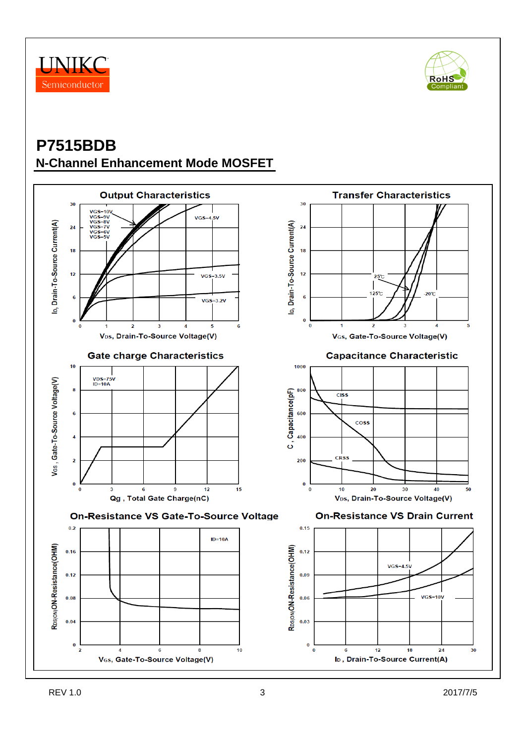# P7515BDB

## N-Channel Enhancement Mode MOSFET

### Output Characteristics

$I_D$, Drain-To-Source Current(A) vs $V_{DS}$, Drain-To-Source Voltage(V)

VGS=10V, VGS=9V, VGS=8V, VGS=7V, VGS=6V, VGS=5V, VGS=4.5V, VGS=3.5V, VGS=3.2V

### Transfer Characteristics

$I_D$, Drain-To-Source Current(A) vs $V_{GS}$, Gate-To-Source Voltage(V)

25℃, 125℃, -20℃

### Gate charge Characteristics

$V_{GS}$, Gate-To-Source Voltage(V) vs Qg , Total Gate Charge(nC)

VDS=75V, ID=10A

### Capacitance Characteristic

C, Capacitance(pF) vs $V_{DS}$, Drain-To-Source Voltage(V)

CISS, COSS, CRSS

### On-Resistance VS Gate-To-Source Voltage

$R_{DS(ON)}$ON-Resistance(OHM) vs $V_{GS}$, Gate-To-Source Voltage(V)

ID=10A

### On-Resistance VS Drain Current

$R_{DS(ON)}$ON-Resistance(OHM) vs $I_D$, Drain-To-Source Current(A)

VGS=4.5V, VGS=10V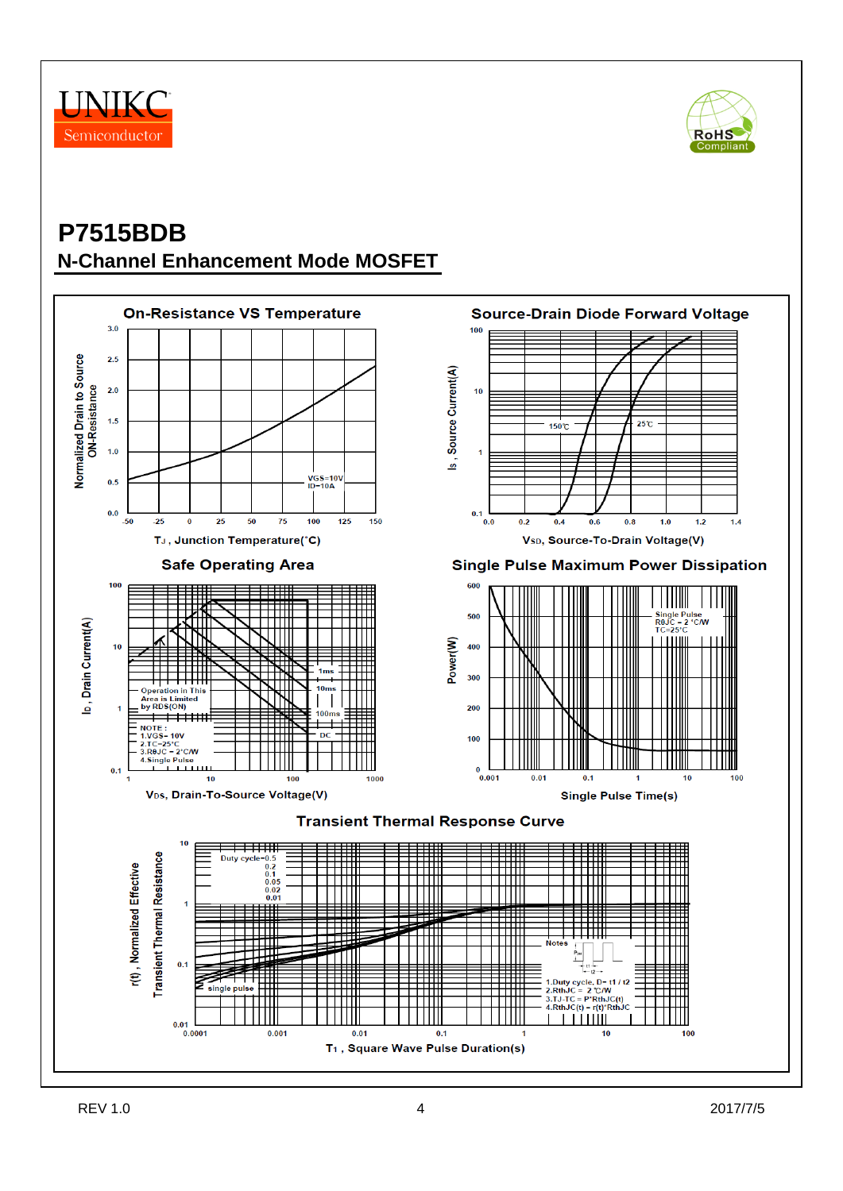# P7515BDB

## N-Channel Enhancement Mode MOSFET

**On-Resistance VS Temperature**

Normalized Drain to Source ON-Resistance

VGS=10V
ID=10A

$T_J$, Junction Temperature(°C)

**Source-Drain Diode Forward Voltage**

$I_S$, Source Current(A)

150℃ 25℃

$V_{SD}$, Source-To-Drain Voltage(V)

**Safe Operating Area**

$I_D$, Drain Current(A)

Operation in This Area is Limited by RDS(ON)

1ms
10ms
100ms
DC

NOTE :
1.VGS= 10V
2.TC=25°C
3.RθJC = 2°C/W
4.Single Pulse

$V_{DS}$, Drain-To-Source Voltage(V)

**Single Pulse Maximum Power Dissipation**

Power(W)

Single Pulse
RθJC = 2 °C/W
TC=25°C

Single Pulse Time(s)

**Transient Thermal Response Curve**

r(t), Normalized Effective Transient Thermal Resistance

Duty cycle=0.5
0.2
0.1
0.05
0.02
0.01
single pulse

Notes
1.Duty cycle, D= t1 / t2
2.RthJC = 2 ℃/W
3.TJ-TC = P*RthJC(t)
4.RthJC(t) = r(t)*RthJC

$T_1$, Square Wave Pulse Duration(s)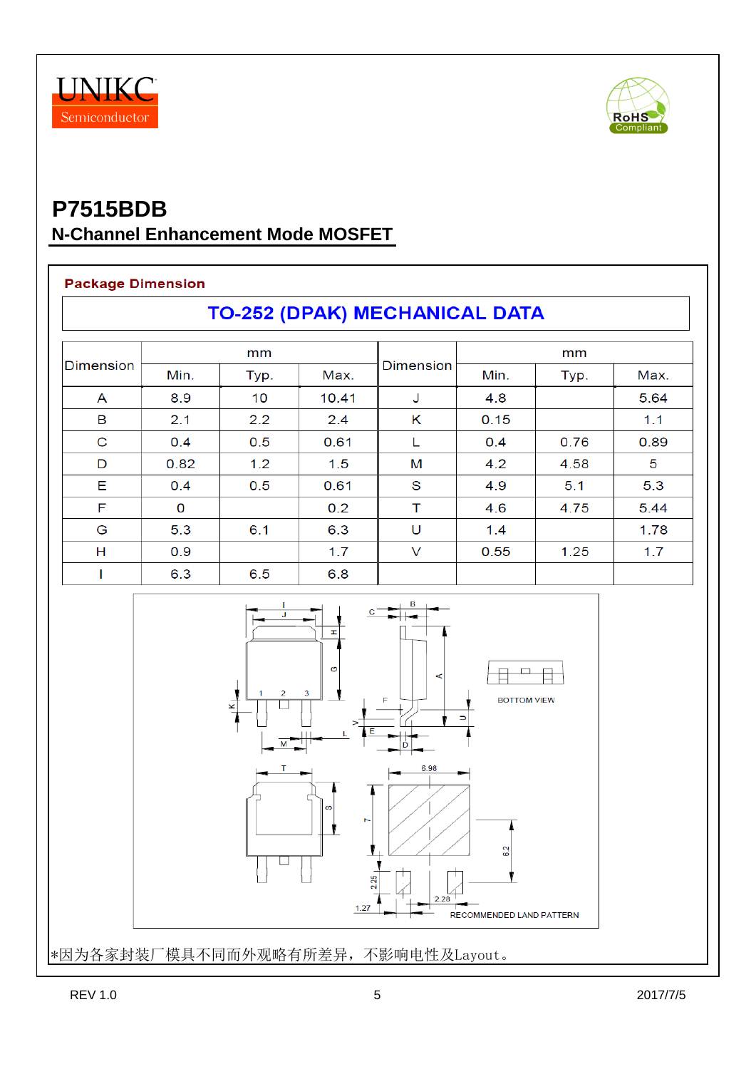# P7515BDB

## N-Channel Enhancement Mode MOSFET

**Package Dimension**

### TO-252 (DPAK) MECHANICAL DATA

| Dimension | mm | | | Dimension | mm | | |
|---|---|---|---|---|---|---|---|
| | Min. | Typ. | Max. | | Min. | Typ. | Max. |
| A | 8.9 | 10 | 10.41 | J | 4.8 | | 5.64 |
| B | 2.1 | 2.2 | 2.4 | K | 0.15 | | 1.1 |
| C | 0.4 | 0.5 | 0.61 | L | 0.4 | 0.76 | 0.89 |
| D | 0.82 | 1.2 | 1.5 | M | 4.2 | 4.58 | 5 |
| E | 0.4 | 0.5 | 0.61 | S | 4.9 | 5.1 | 5.3 |
| F | 0 | | 0.2 | T | 4.6 | 4.75 | 5.44 |
| G | 5.3 | 6.1 | 6.3 | U | 1.4 | | 1.78 |
| H | 0.9 | | 1.7 | V | 0.55 | 1.25 | 1.7 |
| I | 6.3 | 6.5 | 6.8 | | | | |

BOTTOM VIEW

RECOMMENDED LAND PATTERN

*因为各家封装厂模具不同而外观略有所差异，不影响电性及Layout。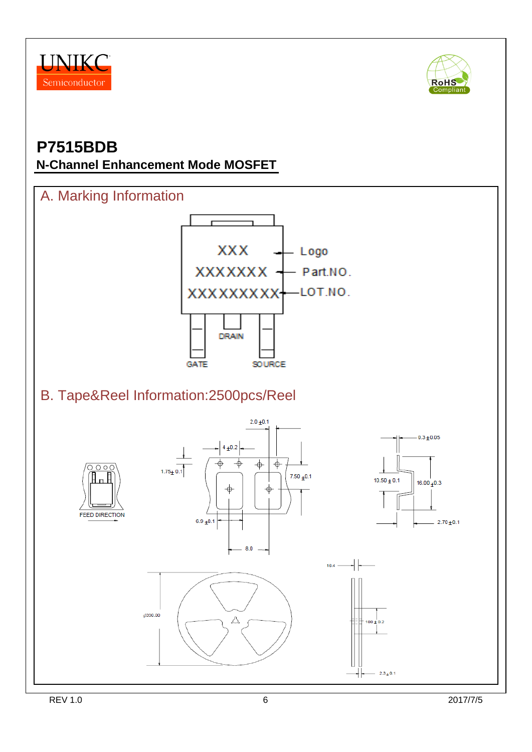# P7515BDB

## N-Channel Enhancement Mode MOSFET

## A. Marking Information

XXX ← Logo

XXXXXXX ← Part.NO.

XXXXXXXXX ← LOT.NO.

DRAIN

GATE SOURCE

## B. Tape&Reel Information:2500pcs/Reel

2.0 ±0.1

4 ±0.2

1.75± 0.1

7.50 ±0.1

6.9 ±0.1

8.0

0.3 ±0.05

10.50 ± 0.1

16.00 ±0.3

2.70 ±0.1

FEED DIRECTION

∮330.00

16.4

100 ± 0.2

2.3 ± 0.1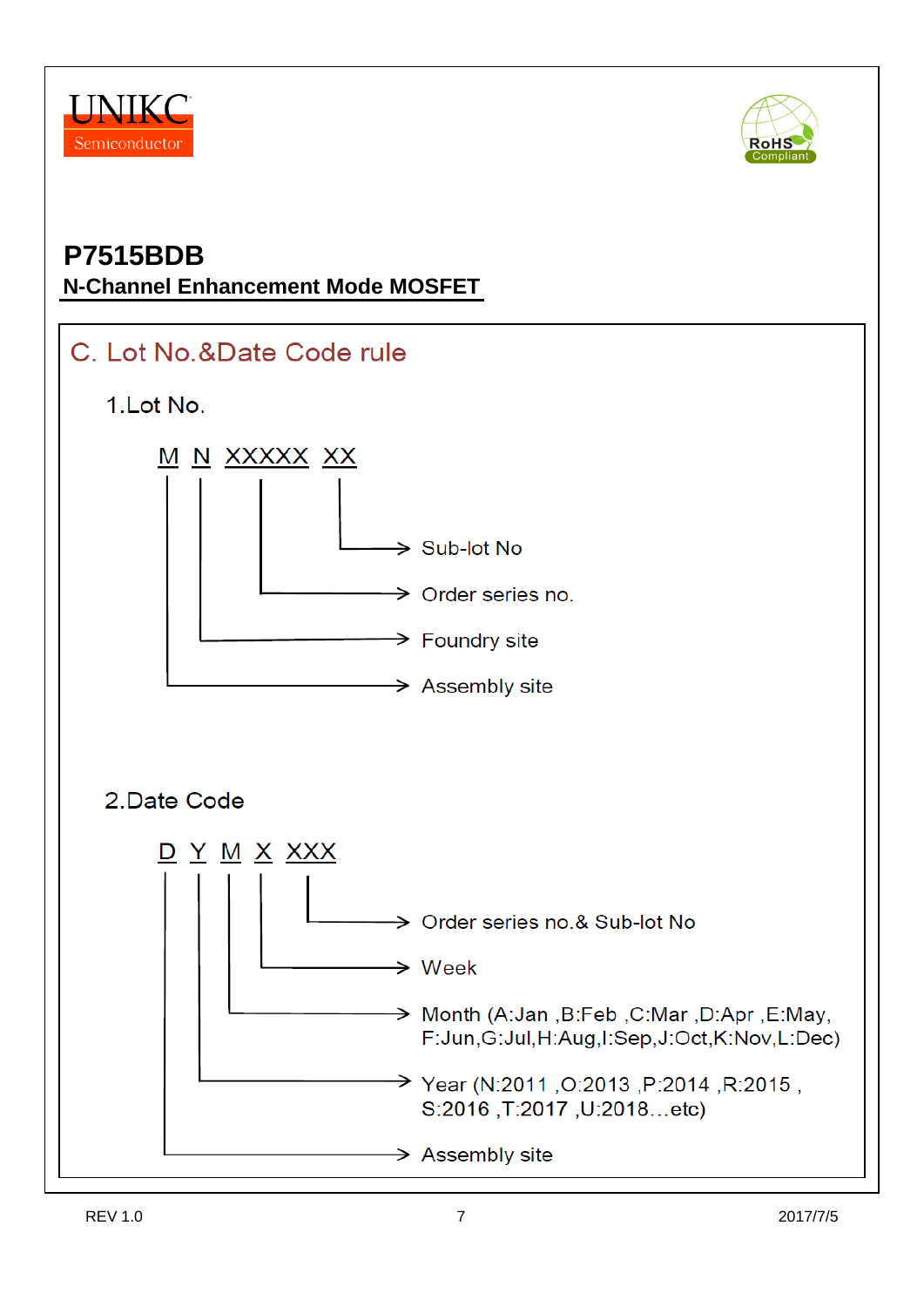# P7515BDB

**N-Channel Enhancement Mode MOSFET**

## C. Lot No.&Date Code rule

### 1.Lot No.

M N XXXXX XX

- M → Assembly site
- N → Foundry site
- XXXXX → Order series no.
- XX → Sub-lot No

### 2.Date Code

D Y M X XXX

- D → Assembly site
- Y → Year (N:2011 ,O:2013 ,P:2014 ,R:2015 , S:2016 ,T:2017 ,U:2018…etc)
- M → Month (A:Jan ,B:Feb ,C:Mar ,D:Apr ,E:May, F:Jun,G:Jul,H:Aug,I:Sep,J:Oct,K:Nov,L:Dec)
- X → Week
- XXX → Order series no.& Sub-lot No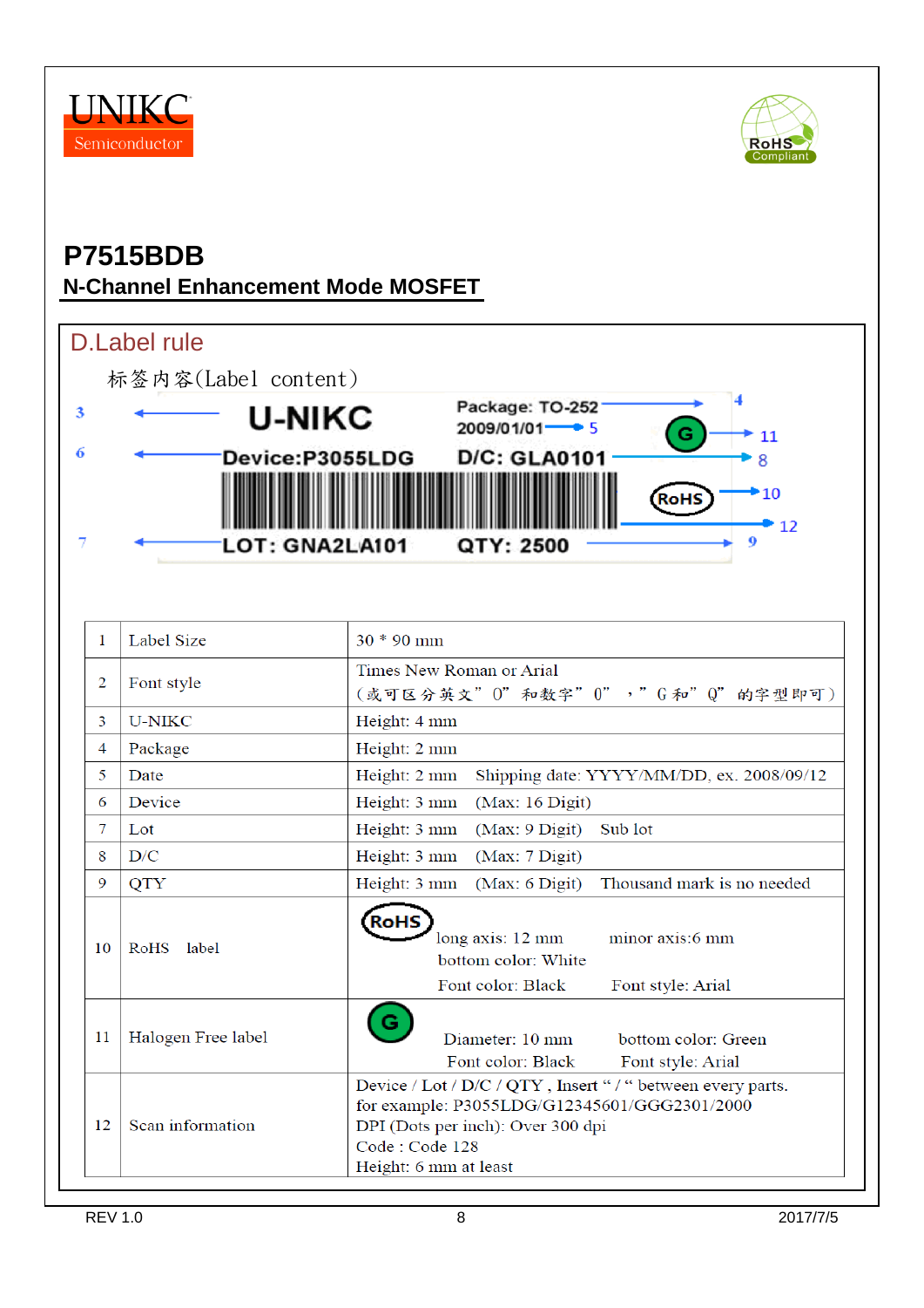UNIKC
Semiconductor

# P7515BDB

## N-Channel Enhancement Mode MOSFET

### D.Label rule

标签内容(Label content)

U-NIKC
Package: TO-252
2009/01/01
G
Device:P3055LDG
D/C: GLA0101
RoHS
LOT: GNA2LA101
QTY: 2500

3
4
5
6
7
8
9
10
11
12

| | | |
|---|---|---|
| 1 | Label Size | 30 * 90 mm |
| 2 | Font style | Times New Roman or Arial<br>(或可区分英文” 0” 和数字” 0” ，” G 和” Q” 的字型即可) |
| 3 | U-NIKC | Height: 4 mm |
| 4 | Package | Height: 2 mm |
| 5 | Date | Height: 2 mm Shipping date: YYYY/MM/DD, ex. 2008/09/12 |
| 6 | Device | Height: 3 mm (Max: 16 Digit) |
| 7 | Lot | Height: 3 mm (Max: 9 Digit) Sub lot |
| 8 | D/C | Height: 3 mm (Max: 7 Digit) |
| 9 | QTY | Height: 3 mm (Max: 6 Digit) Thousand mark is no needed |
| 10 | RoHS label | RoHS<br>long axis: 12 mm minor axis:6 mm<br>bottom color: White<br>Font color: Black Font style: Arial |
| 11 | Halogen Free label | G<br>Diameter: 10 mm bottom color: Green<br>Font color: Black Font style: Arial |
| 12 | Scan information | Device / Lot / D/C / QTY , Insert “ / “ between every parts.<br>for example: P3055LDG/G12345601/GGG2301/2000<br>DPI (Dots per inch): Over 300 dpi<br>Code : Code 128<br>Height: 6 mm at least |

REV 1.0 2017/7/5